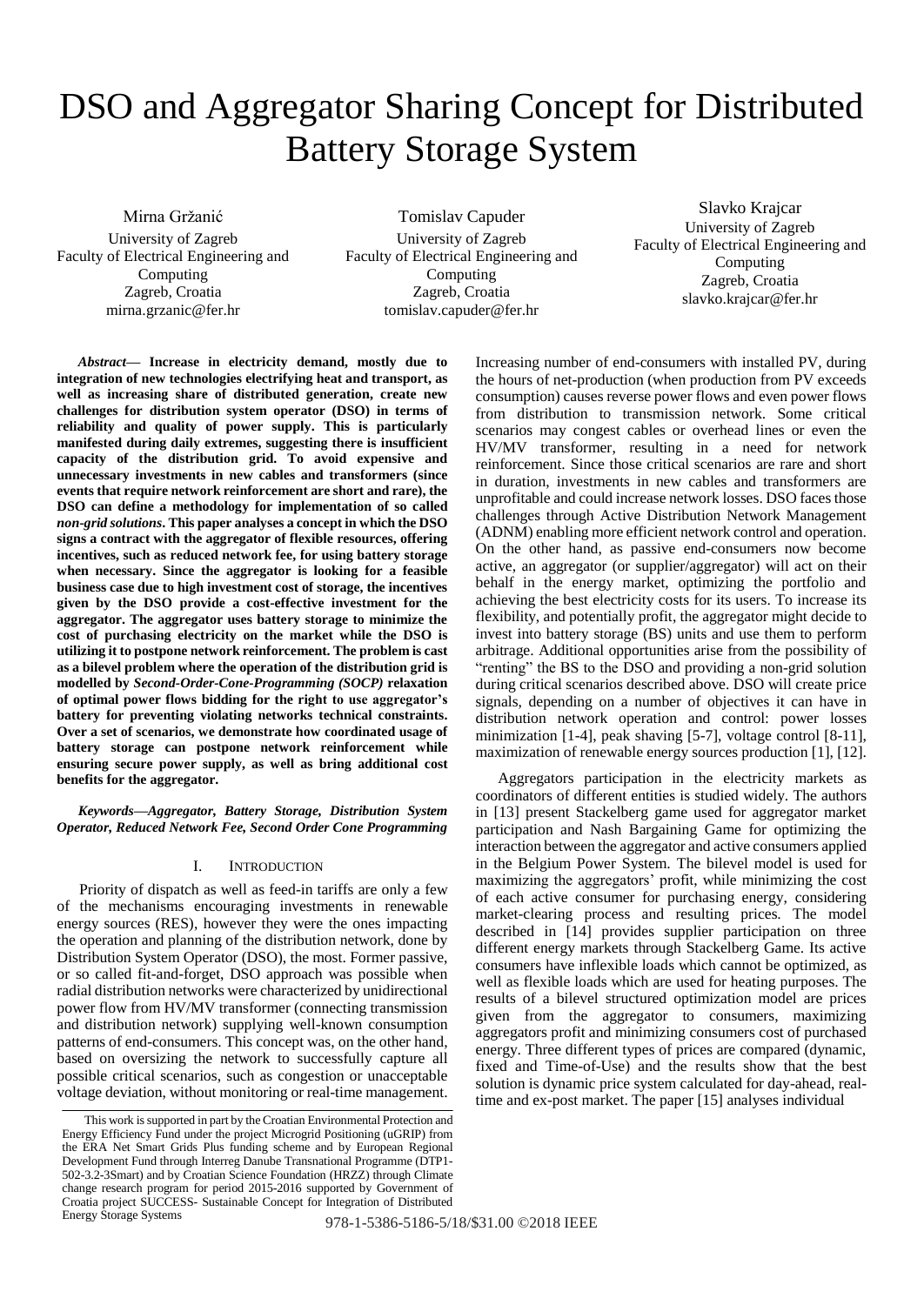# DSO and Aggregator Sharing Concept for Distributed Battery Storage System

Mirna Gržanić
University of Zagreb
Faculty of Electrical Engineering and Computing
Zagreb, Croatia
mirna.grzanic@fer.hr

Tomislav Capuder
University of Zagreb
Faculty of Electrical Engineering and Computing
Zagreb, Croatia
tomislav.capuder@fer.hr

Slavko Krajcar
University of Zagreb
Faculty of Electrical Engineering and Computing
Zagreb, Croatia
slavko.krajcar@fer.hr

***Abstract*— Increase in electricity demand, mostly due to integration of new technologies electrifying heat and transport, as well as increasing share of distributed generation, create new challenges for distribution system operator (DSO) in terms of reliability and quality of power supply. This is particularly manifested during daily extremes, suggesting there is insufficient capacity of the distribution grid. To avoid expensive and unnecessary investments in new cables and transformers (since events that require network reinforcement are short and rare), the DSO can define a methodology for implementation of so called *non-grid solutions*. This paper analyses a concept in which the DSO signs a contract with the aggregator of flexible resources, offering incentives, such as reduced network fee, for using battery storage when necessary. Since the aggregator is looking for a feasible business case due to high investment cost of storage, the incentives given by the DSO provide a cost-effective investment for the aggregator. The aggregator uses battery storage to minimize the cost of purchasing electricity on the market while the DSO is utilizing it to postpone network reinforcement. The problem is cast as a bilevel problem where the operation of the distribution grid is modelled by *Second-Order-Cone-Programming (SOCP)* relaxation of optimal power flows bidding for the right to use aggregator's battery for preventing violating networks technical constraints. Over a set of scenarios, we demonstrate how coordinated usage of battery storage can postpone network reinforcement while ensuring secure power supply, as well as bring additional cost benefits for the aggregator.**

***Keywords—Aggregator, Battery Storage, Distribution System Operator, Reduced Network Fee, Second Order Cone Programming***

## I. Introduction

Priority of dispatch as well as feed-in tariffs are only a few of the mechanisms encouraging investments in renewable energy sources (RES), however they were the ones impacting the operation and planning of the distribution network, done by Distribution System Operator (DSO), the most. Former passive, or so called fit-and-forget, DSO approach was possible when radial distribution networks were characterized by unidirectional power flow from HV/MV transformer (connecting transmission and distribution network) supplying well-known consumption patterns of end-consumers. This concept was, on the other hand, based on oversizing the network to successfully capture all possible critical scenarios, such as congestion or unacceptable voltage deviation, without monitoring or real-time management. Increasing number of end-consumers with installed PV, during the hours of net-production (when production from PV exceeds consumption) causes reverse power flows and even power flows from distribution to transmission network. Some critical scenarios may congest cables or overhead lines or even the HV/MV transformer, resulting in a need for network reinforcement. Since those critical scenarios are rare and short in duration, investments in new cables and transformers are unprofitable and could increase network losses. DSO faces those challenges through Active Distribution Network Management (ADNM) enabling more efficient network control and operation. On the other hand, as passive end-consumers now become active, an aggregator (or supplier/aggregator) will act on their behalf in the energy market, optimizing the portfolio and achieving the best electricity costs for its users. To increase its flexibility, and potentially profit, the aggregator might decide to invest into battery storage (BS) units and use them to perform arbitrage. Additional opportunities arise from the possibility of "renting" the BS to the DSO and providing a non-grid solution during critical scenarios described above. DSO will create price signals, depending on a number of objectives it can have in distribution network operation and control: power losses minimization [1-4], peak shaving [5-7], voltage control [8-11], maximization of renewable energy sources production [1], [12].

Aggregators participation in the electricity markets as coordinators of different entities is studied widely. The authors in [13] present Stackelberg game used for aggregator market participation and Nash Bargaining Game for optimizing the interaction between the aggregator and active consumers applied in the Belgium Power System. The bilevel model is used for maximizing the aggregators' profit, while minimizing the cost of each active consumer for purchasing energy, considering market-clearing process and resulting prices. The model described in [14] provides supplier participation on three different energy markets through Stackelberg Game. Its active consumers have inflexible loads which cannot be optimized, as well as flexible loads which are used for heating purposes. The results of a bilevel structured optimization model are prices given from the aggregator to consumers, maximizing aggregators profit and minimizing consumers cost of purchased energy. Three different types of prices are compared (dynamic, fixed and Time-of-Use) and the results show that the best solution is dynamic price system calculated for day-ahead, real-time and ex-post market. The paper [15] analyses individual

This work is supported in part by the Croatian Environmental Protection and Energy Efficiency Fund under the project Microgrid Positioning (uGRIP) from the ERA Net Smart Grids Plus funding scheme and by European Regional Development Fund through Interreg Danube Transnational Programme (DTP1-502-3.2-3Smart) and by Croatian Science Foundation (HRZZ) through Climate change research program for period 2015-2016 supported by Government of Croatia project SUCCESS- Sustainable Concept for Integration of Distributed Energy Storage Systems

978-1-5386-5186-5/18/$31.00 ©2018 IEEE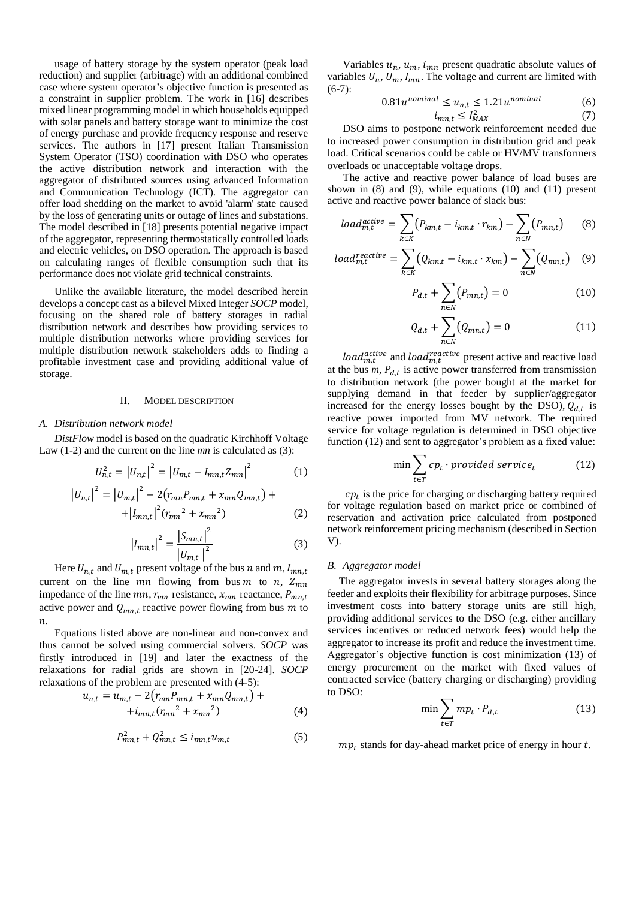usage of battery storage by the system operator (peak load reduction) and supplier (arbitrage) with an additional combined case where system operator's objective function is presented as a constraint in supplier problem. The work in [16] describes mixed linear programming model in which households equipped with solar panels and battery storage want to minimize the cost of energy purchase and provide frequency response and reserve services. The authors in [17] present Italian Transmission System Operator (TSO) coordination with DSO who operates the active distribution network and interaction with the aggregator of distributed sources using advanced Information and Communication Technology (ICT). The aggregator can offer load shedding on the market to avoid 'alarm' state caused by the loss of generating units or outage of lines and substations. The model described in [18] presents potential negative impact of the aggregator, representing thermostatically controlled loads and electric vehicles, on DSO operation. The approach is based on calculating ranges of flexible consumption such that its performance does not violate grid technical constraints.

Unlike the available literature, the model described herein develops a concept cast as a bilevel Mixed Integer *SOCP* model, focusing on the shared role of battery storages in radial distribution network and describes how providing services to multiple distribution networks where providing services for multiple distribution network stakeholders adds to finding a profitable investment case and providing additional value of storage.

## II. Model Description

### A. Distribution network model

*DistFlow* model is based on the quadratic Kirchhoff Voltage Law (1-2) and the current on the line *mn* is calculated as (3):

$$U_{n,t}^2 = |U_{n,t}|^2 = |U_{m,t} - I_{mn,t} Z_{mn}|^2 \tag{1}$$

$$|U_{n,t}|^2 = |U_{m,t}|^2 - 2(r_{mn} P_{mn,t} + x_{mn} Q_{mn,t}) + |I_{mn,t}|^2 ({r_{mn}}^2 + {x_{mn}}^2) \tag{2}$$

$$|I_{mn,t}|^2 = \frac{|S_{mn,t}|^2}{|U_{m,t}|^2} \tag{3}$$

Here $U_{n,t}$ and $U_{m,t}$ present voltage of the bus $n$ and $m$, $I_{mn,t}$ current on the line $mn$ flowing from bus $m$ to $n$, $Z_{mn}$ impedance of the line $mn$, $r_{mn}$ resistance, $x_{mn}$ reactance, $P_{mn,t}$ active power and $Q_{mn,t}$ reactive power flowing from bus $m$ to $n$.

Equations listed above are non-linear and non-convex and thus cannot be solved using commercial solvers. *SOCP* was firstly introduced in [19] and later the exactness of the relaxations for radial grids are shown in [20-24]. *SOCP* relaxations of the problem are presented with (4-5):

$$u_{n,t} = u_{m,t} - 2(r_{mn} P_{mn,t} + x_{mn} Q_{mn,t}) + i_{mn,t}({r_{mn}}^2 + {x_{mn}}^2) \tag{4}$$

$$P_{mn,t}^2 + Q_{mn,t}^2 \leq i_{mn,t} u_{m,t} \tag{5}$$

Variables $u_n$, $u_m$, $i_{mn}$ present quadratic absolute values of variables $U_n$, $U_m$, $I_{mn}$. The voltage and current are limited with (6-7):

$$0.81 u^{nominal} \leq u_{n,t} \leq 1.21 u^{nominal} \tag{6}$$

$$i_{mn,t} \leq I_{MAX}^2 \tag{7}$$

DSO aims to postpone network reinforcement needed due to increased power consumption in distribution grid and peak load. Critical scenarios could be cable or HV/MV transformers overloads or unacceptable voltage drops.

The active and reactive power balance of load buses are shown in (8) and (9), while equations (10) and (11) present active and reactive power balance of slack bus:

$$load_{m,t}^{active} = \sum_{k \in K} (P_{km,t} - i_{km,t} \cdot r_{km}) - \sum_{n \in N} (P_{mn,t}) \tag{8}$$

$$load_{m,t}^{reactive} = \sum_{k \in K} (Q_{km,t} - i_{km,t} \cdot x_{km}) - \sum_{n \in N} (Q_{mn,t}) \tag{9}$$

$$P_{d,t} + \sum_{n \in N} (P_{mn,t}) = 0 \tag{10}$$

$$Q_{d,t} + \sum_{n \in N} (Q_{mn,t}) = 0 \tag{11}$$

$load_{m,t}^{active}$ and $load_{m,t}^{reactive}$ present active and reactive load at the bus $m$, $P_{d,t}$ is active power transferred from transmission to distribution network (the power bought at the market for supplying demand in that feeder by supplier/aggregator increased for the energy losses bought by the DSO), $Q_{d,t}$ is reactive power imported from MV network. The required service for voltage regulation is determined in DSO objective function (12) and sent to aggregator's problem as a fixed value:

$$\min \sum_{t \in T} cp_t \cdot provided\ service_t \tag{12}$$

$cp_t$ is the price for charging or discharging battery required for voltage regulation based on market price or combined of reservation and activation price calculated from postponed network reinforcement pricing mechanism (described in Section V).

### B. Aggregator model

The aggregator invests in several battery storages along the feeder and exploits their flexibility for arbitrage purposes. Since investment costs into battery storage units are still high, providing additional services to the DSO (e.g. either ancillary services incentives or reduced network fees) would help the aggregator to increase its profit and reduce the investment time. Aggregator's objective function is cost minimization (13) of energy procurement on the market with fixed values of contracted service (battery charging or discharging) providing to DSO:

$$\min \sum_{t \in T} mp_t \cdot P_{d,t} \tag{13}$$

$mp_t$ stands for day-ahead market price of energy in hour $t$.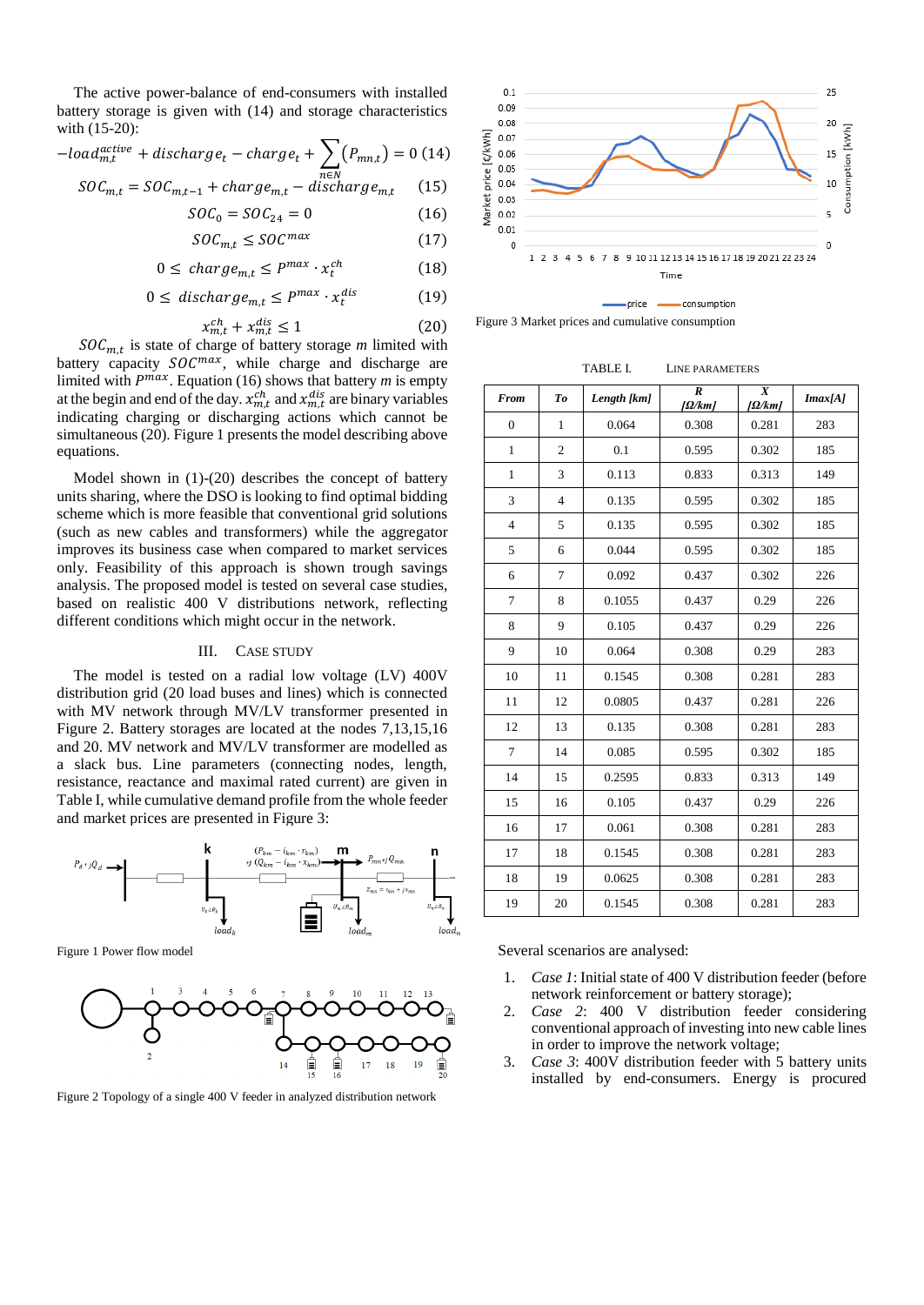The active power-balance of end-consumers with installed battery storage is given with (14) and storage characteristics with (15-20):

$$-load_{m,t}^{active} + discharge_t - charge_t + \sum_{n \in N} (P_{mn,t}) = 0 \quad (14)$$

$$SOC_{m,t} = SOC_{m,t-1} + charge_{m,t} - discharge_{m,t} \quad (15)$$

$$SOC_0 = SOC_{24} = 0 \quad (16)$$

$$SOC_{m,t} \leq SOC^{max} \quad (17)$$

$$0 \leq charge_{m,t} \leq P^{max} \cdot x_t^{ch} \quad (18)$$

$$0 \leq discharge_{m,t} \leq P^{max} \cdot x_t^{dis} \quad (19)$$

$$x_{m,t}^{ch} + x_{m,t}^{dis} \leq 1 \quad (20)$$

$SOC_{m,t}$ is state of charge of battery storage $m$ limited with battery capacity $SOC^{max}$, while charge and discharge are limited with $P^{max}$. Equation (16) shows that battery $m$ is empty at the begin and end of the day. $x_{m,t}^{ch}$ and $x_{m,t}^{dis}$ are binary variables indicating charging or discharging actions which cannot be simultaneous (20). Figure 1 presents the model describing above equations.

Model shown in (1)-(20) describes the concept of battery units sharing, where the DSO is looking to find optimal bidding scheme which is more feasible that conventional grid solutions (such as new cables and transformers) while the aggregator improves its business case when compared to market services only. Feasibility of this approach is shown trough savings analysis. The proposed model is tested on several case studies, based on realistic 400 V distributions network, reflecting different conditions which might occur in the network.

## III. Case Study

The model is tested on a radial low voltage (LV) 400V distribution grid (20 load buses and lines) which is connected with MV network through MV/LV transformer presented in Figure 2. Battery storages are located at the nodes 7,13,15,16 and 20. MV network and MV/LV transformer are modelled as a slack bus. Line parameters (connecting nodes, length, resistance, reactance and maximal rated current) are given in Table I, while cumulative demand profile from the whole feeder and market prices are presented in Figure 3:

Figure 1 Power flow model

Figure 2 Topology of a single 400 V feeder in analyzed distribution network

Market price [€/kWh]
Consumption [kWh]
Time
price
consumption

Figure 3 Market prices and cumulative consumption

TABLE I. Line Parameters

| From | To | Length [km] | R [Ω/km] | X [Ω/km] | Imax[A] |
|---|---|---|---|---|---|
| 0 | 1 | 0.064 | 0.308 | 0.281 | 283 |
| 1 | 2 | 0.1 | 0.595 | 0.302 | 185 |
| 1 | 3 | 0.113 | 0.833 | 0.313 | 149 |
| 3 | 4 | 0.135 | 0.595 | 0.302 | 185 |
| 4 | 5 | 0.135 | 0.595 | 0.302 | 185 |
| 5 | 6 | 0.044 | 0.595 | 0.302 | 185 |
| 6 | 7 | 0.092 | 0.437 | 0.302 | 226 |
| 7 | 8 | 0.1055 | 0.437 | 0.29 | 226 |
| 8 | 9 | 0.105 | 0.437 | 0.29 | 226 |
| 9 | 10 | 0.064 | 0.308 | 0.29 | 283 |
| 10 | 11 | 0.1545 | 0.308 | 0.281 | 283 |
| 11 | 12 | 0.0805 | 0.437 | 0.281 | 226 |
| 12 | 13 | 0.135 | 0.308 | 0.281 | 283 |
| 7 | 14 | 0.085 | 0.595 | 0.302 | 185 |
| 14 | 15 | 0.2595 | 0.833 | 0.313 | 149 |
| 15 | 16 | 0.105 | 0.437 | 0.29 | 226 |
| 16 | 17 | 0.061 | 0.308 | 0.281 | 283 |
| 17 | 18 | 0.1545 | 0.308 | 0.281 | 283 |
| 18 | 19 | 0.0625 | 0.308 | 0.281 | 283 |
| 19 | 20 | 0.1545 | 0.308 | 0.281 | 283 |

Several scenarios are analysed:

1. *Case 1*: Initial state of 400 V distribution feeder (before network reinforcement or battery storage);
2. *Case 2*: 400 V distribution feeder considering conventional approach of investing into new cable lines in order to improve the network voltage;
3. *Case 3*: 400V distribution feeder with 5 battery units installed by end-consumers. Energy is procured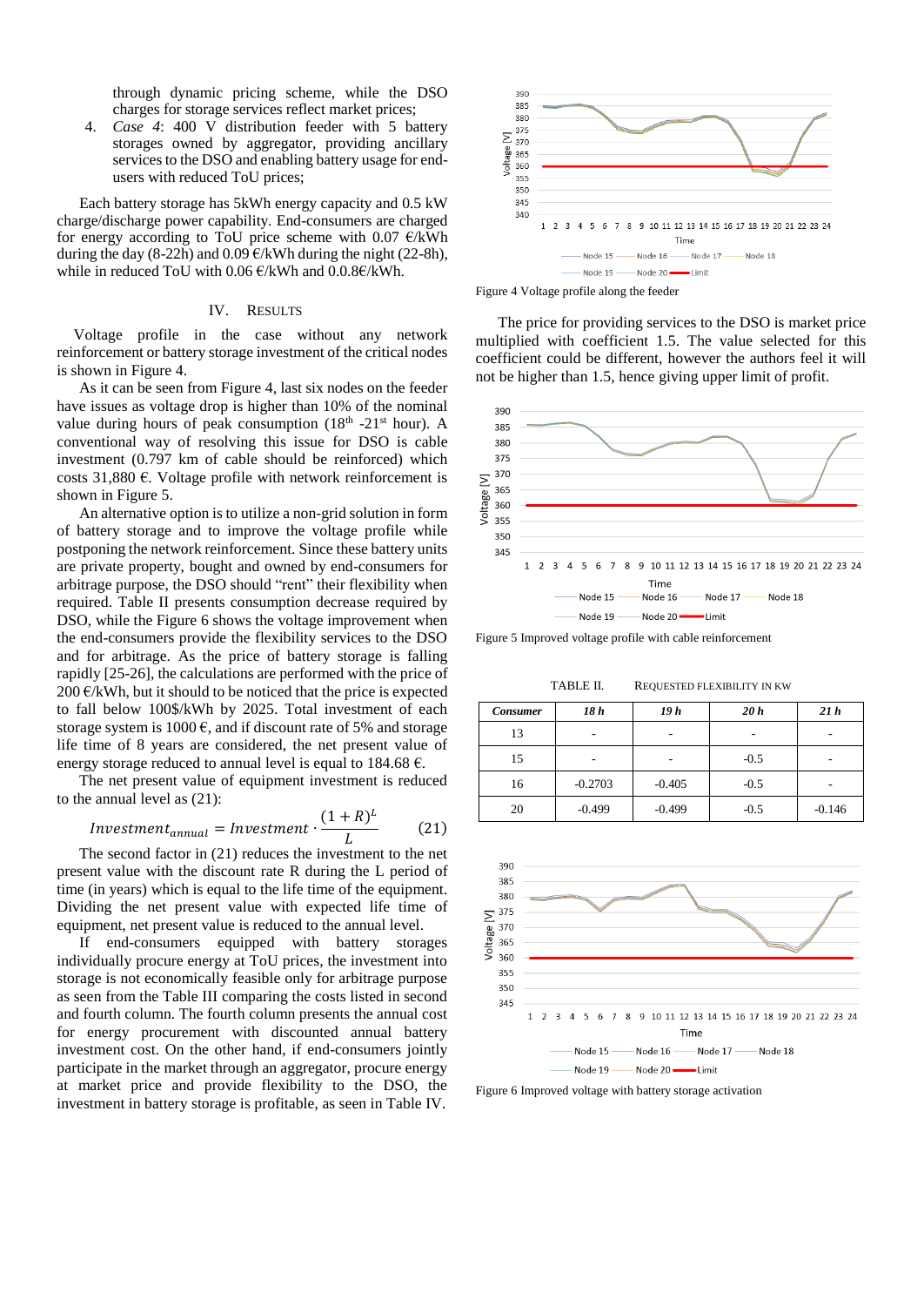through dynamic pricing scheme, while the DSO charges for storage services reflect market prices;

4. *Case 4*: 400 V distribution feeder with 5 battery storages owned by aggregator, providing ancillary services to the DSO and enabling battery usage for end-users with reduced ToU prices;

Each battery storage has 5kWh energy capacity and 0.5 kW charge/discharge power capability. End-consumers are charged for energy according to ToU price scheme with 0.07 €/kWh during the day (8-22h) and 0.09 €/kWh during the night (22-8h), while in reduced ToU with 0.06 €/kWh and 0.0.8€/kWh.

## IV. RESULTS

Voltage profile in the case without any network reinforcement or battery storage investment of the critical nodes is shown in Figure 4.

As it can be seen from Figure 4, last six nodes on the feeder have issues as voltage drop is higher than 10% of the nominal value during hours of peak consumption (18th -21st hour). A conventional way of resolving this issue for DSO is cable investment (0.797 km of cable should be reinforced) which costs 31,880 €. Voltage profile with network reinforcement is shown in Figure 5.

An alternative option is to utilize a non-grid solution in form of battery storage and to improve the voltage profile while postponing the network reinforcement. Since these battery units are private property, bought and owned by end-consumers for arbitrage purpose, the DSO should "rent" their flexibility when required. Table II presents consumption decrease required by DSO, while the Figure 6 shows the voltage improvement when the end-consumers provide the flexibility services to the DSO and for arbitrage. As the price of battery storage is falling rapidly [25-26], the calculations are performed with the price of 200 €/kWh, but it should to be noticed that the price is expected to fall below 100$/kWh by 2025. Total investment of each storage system is 1000 €, and if discount rate of 5% and storage life time of 8 years are considered, the net present value of energy storage reduced to annual level is equal to 184.68 €.

The net present value of equipment investment is reduced to the annual level as (21):

$$Investment_{annual} = Investment \cdot \frac{(1+R)^L}{L} \quad (21)$$

The second factor in (21) reduces the investment to the net present value with the discount rate R during the L period of time (in years) which is equal to the life time of the equipment. Dividing the net present value with expected life time of equipment, net present value is reduced to the annual level.

If end-consumers equipped with battery storages individually procure energy at ToU prices, the investment into storage is not economically feasible only for arbitrage purpose as seen from the Table III comparing the costs listed in second and fourth column. The fourth column presents the annual cost for energy procurement with discounted annual battery investment cost. On the other hand, if end-consumers jointly participate in the market through an aggregator, procure energy at market price and provide flexibility to the DSO, the investment in battery storage is profitable, as seen in Table IV.

390
385
380
375
370
365
360
355
350
345
340
Voltage [V]
1 2 3 4 5 6 7 8 9 10 11 12 13 14 15 16 17 18 19 20 21 22 23 24
Time
Node 15 Node 16 Node 17 Node 18
Node 19 Node 20 Limit

Figure 4 Voltage profile along the feeder

The price for providing services to the DSO is market price multiplied with coefficient 1.5. The value selected for this coefficient could be different, however the authors feel it will not be higher than 1.5, hence giving upper limit of profit.

390
385
380
375
370
365
360
355
350
345
Voltage [V]
1 2 3 4 5 6 7 8 9 10 11 12 13 14 15 16 17 18 19 20 21 22 23 24
Time
Node 15 Node 16 Node 17 Node 18
Node 19 Node 20 Limit

Figure 5 Improved voltage profile with cable reinforcement

TABLE II. REQUESTED FLEXIBILITY IN KW

| *Consumer* | *18 h* | *19 h* | *20 h* | *21 h* |
|---|---|---|---|---|
| 13 | - | - | - | - |
| 15 | - | - | -0.5 | - |
| 16 | -0.2703 | -0.405 | -0.5 | - |
| 20 | -0.499 | -0.499 | -0.5 | -0.146 |

390
385
380
375
370
365
360
355
350
345
Voltage [V]
1 2 3 4 5 6 7 8 9 10 11 12 13 14 15 16 17 18 19 20 21 22 23 24
Time
Node 15 Node 16 Node 17 Node 18
Node 19 Node 20 Limit

Figure 6 Improved voltage with battery storage activation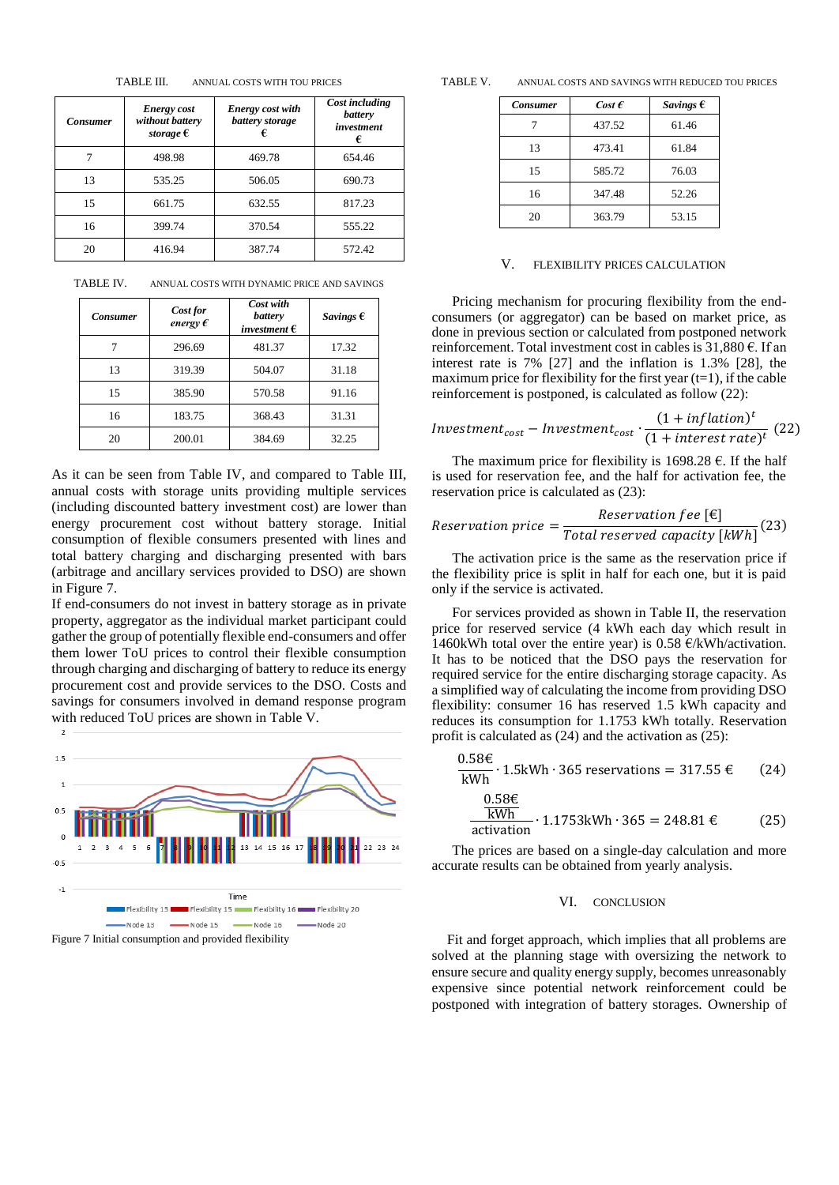TABLE III. ANNUAL COSTS WITH TOU PRICES

| Consumer | Energy cost without battery storage € | Energy cost with battery storage € | Cost including battery investment € |
|---|---|---|---|
| 7 | 498.98 | 469.78 | 654.46 |
| 13 | 535.25 | 506.05 | 690.73 |
| 15 | 661.75 | 632.55 | 817.23 |
| 16 | 399.74 | 370.54 | 555.22 |
| 20 | 416.94 | 387.74 | 572.42 |

TABLE IV. ANNUAL COSTS WITH DYNAMIC PRICE AND SAVINGS

| Consumer | Cost for energy € | Cost with battery investment € | Savings € |
|---|---|---|---|
| 7 | 296.69 | 481.37 | 17.32 |
| 13 | 319.39 | 504.07 | 31.18 |
| 15 | 385.90 | 570.58 | 91.16 |
| 16 | 183.75 | 368.43 | 31.31 |
| 20 | 200.01 | 384.69 | 32.25 |

As it can be seen from Table IV, and compared to Table III, annual costs with storage units providing multiple services (including discounted battery investment cost) are lower than energy procurement cost without battery storage. Initial consumption of flexible consumers presented with lines and total battery charging and discharging presented with bars (arbitrage and ancillary services provided to DSO) are shown in Figure 7.

If end-consumers do not invest in battery storage as in private property, aggregator as the individual market participant could gather the group of potentially flexible end-consumers and offer them lower ToU prices to control their flexible consumption through charging and discharging of battery to reduce its energy procurement cost and provide services to the DSO. Costs and savings for consumers involved in demand response program with reduced ToU prices are shown in Table V.

2
1.5
1
0.5
0
-0.5
-1
1 2 3 4 5 6 7 8 9 10 11 12 13 14 15 16 17 18 19 20 21 22 23 24
Time
Flexibility 13 Flexibility 15 Flexibility 16 Flexibility 20
Node 13 Node 15 Node 16 Node 20

Figure 7 Initial consumption and provided flexibility

TABLE V. ANNUAL COSTS AND SAVINGS WITH REDUCED TOU PRICES

| Consumer | Cost € | Savings € |
|---|---|---|
| 7 | 437.52 | 61.46 |
| 13 | 473.41 | 61.84 |
| 15 | 585.72 | 76.03 |
| 16 | 347.48 | 52.26 |
| 20 | 363.79 | 53.15 |

## V. FLEXIBILITY PRICES CALCULATION

Pricing mechanism for procuring flexibility from the end-consumers (or aggregator) can be based on market price, as done in previous section or calculated from postponed network reinforcement. Total investment cost in cables is 31,880 €. If an interest rate is 7% [27] and the inflation is 1.3% [28], the maximum price for flexibility for the first year (t=1), if the cable reinforcement is postponed, is calculated as follow (22):

$$Investment_{cost} - Investment_{cost} \cdot \frac{(1 + inflation)^t}{(1 + interest\ rate)^t} \quad (22)$$

The maximum price for flexibility is 1698.28 €. If the half is used for reservation fee, and the half for activation fee, the reservation price is calculated as (23):

$$Reservation\ price = \frac{Reservation\ fee\ [€]}{Total\ reserved\ capacity\ [kWh]} \quad (23)$$

The activation price is the same as the reservation price if the flexibility price is split in half for each one, but it is paid only if the service is activated.

For services provided as shown in Table II, the reservation price for reserved service (4 kWh each day which result in 1460kWh total over the entire year) is 0.58 €/kWh/activation. It has to be noticed that the DSO pays the reservation for required service for the entire discharging storage capacity. As a simplified way of calculating the income from providing DSO flexibility: consumer 16 has reserved 1.5 kWh capacity and reduces its consumption for 1.1753 kWh totally. Reservation profit is calculated as (24) and the activation as (25):

$$\frac{0.58€}{\text{kWh}} \cdot 1.5\text{kWh} \cdot 365 \text{ reservations} = 317.55\ € \quad (24)$$

$$\frac{\frac{0.58€}{\text{kWh}}}{\text{activation}} \cdot 1.1753\text{kWh} \cdot 365 = 248.81\ € \quad (25)$$

The prices are based on a single-day calculation and more accurate results can be obtained from yearly analysis.

## VI. CONCLUSION

Fit and forget approach, which implies that all problems are solved at the planning stage with oversizing the network to ensure secure and quality energy supply, becomes unreasonably expensive since potential network reinforcement could be postponed with integration of battery storages. Ownership of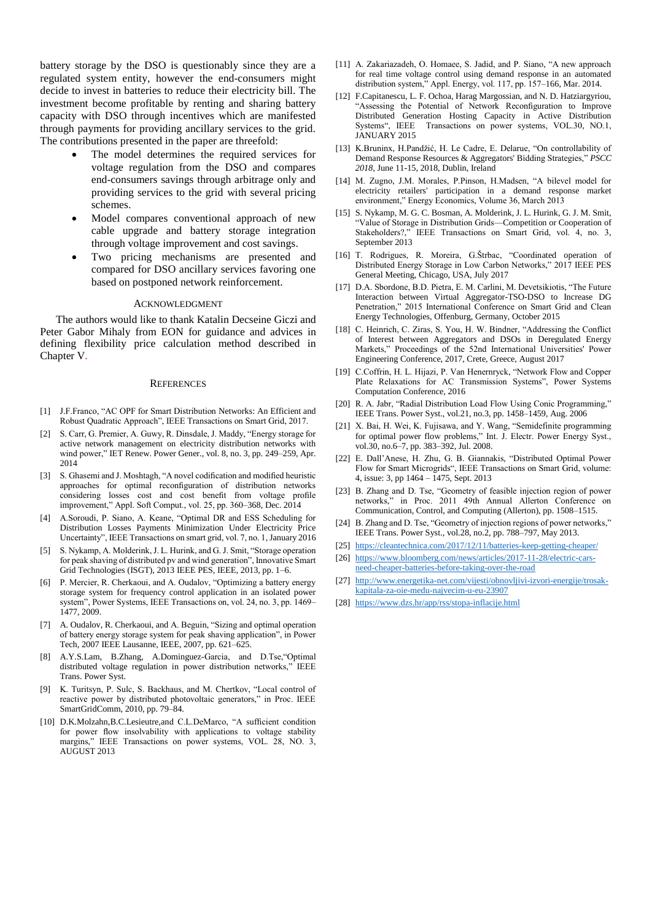battery storage by the DSO is questionably since they are a regulated system entity, however the end-consumers might decide to invest in batteries to reduce their electricity bill. The investment become profitable by renting and sharing battery capacity with DSO through incentives which are manifested through payments for providing ancillary services to the grid. The contributions presented in the paper are threefold:

- The model determines the required services for voltage regulation from the DSO and compares end-consumers savings through arbitrage only and providing services to the grid with several pricing schemes.
- Model compares conventional approach of new cable upgrade and battery storage integration through voltage improvement and cost savings.
- Two pricing mechanisms are presented and compared for DSO ancillary services favoring one based on postponed network reinforcement.

## Acknowledgment

The authors would like to thank Katalin Decseine Giczi and Peter Gabor Mihaly from EON for guidance and advices in defining flexibility price calculation method described in Chapter V.

## References

[1] J.F.Franco, "AC OPF for Smart Distribution Networks: An Efficient and Robust Quadratic Approach", IEEE Transactions on Smart Grid, 2017.

[2] S. Carr, G. Premier, A. Guwy, R. Dinsdale, J. Maddy, "Energy storage for active network management on electricity distribution networks with wind power," IET Renew. Power Gener., vol. 8, no. 3, pp. 249–259, Apr. 2014

[3] S. Ghasemi and J. Moshtagh, "A novel codification and modified heuristic approaches for optimal reconfiguration of distribution networks considering losses cost and cost benefit from voltage profile improvement," Appl. Soft Comput., vol. 25, pp. 360–368, Dec. 2014

[4] A.Soroudi, P. Siano, A. Keane, "Optimal DR and ESS Scheduling for Distribution Losses Payments Minimization Under Electricity Price Uncertainty", IEEE Transactions on smart grid, vol. 7, no. 1, January 2016

[5] S. Nykamp, A. Molderink, J. L. Hurink, and G. J. Smit, "Storage operation for peak shaving of distributed pv and wind generation", Innovative Smart Grid Technologies (ISGT), 2013 IEEE PES, IEEE, 2013, pp. 1–6.

[6] P. Mercier, R. Cherkaoui, and A. Oudalov, "Optimizing a battery energy storage system for frequency control application in an isolated power system", Power Systems, IEEE Transactions on, vol. 24, no. 3, pp. 1469–1477, 2009.

[7] A. Oudalov, R. Cherkaoui, and A. Beguin, "Sizing and optimal operation of battery energy storage system for peak shaving application", in Power Tech, 2007 IEEE Lausanne, IEEE, 2007, pp. 621–625.

[8] A.Y.S.Lam, B.Zhang, A.Dominguez-Garcia, and D.Tse,"Optimal distributed voltage regulation in power distribution networks," IEEE Trans. Power Syst.

[9] K. Turitsyn, P. Sulc, S. Backhaus, and M. Chertkov, "Local control of reactive power by distributed photovoltaic generators," in Proc. IEEE SmartGridComm, 2010, pp. 79–84.

[10] D.K.Molzahn,B.C.Lesieutre,and C.L.DeMarco, "A sufficient condition for power flow insolvability with applications to voltage stability margins," IEEE Transactions on power systems, VOL. 28, NO. 3, AUGUST 2013

[11] A. Zakariazadeh, O. Homaee, S. Jadid, and P. Siano, "A new approach for real time voltage control using demand response in an automated distribution system," Appl. Energy, vol. 117, pp. 157–166, Mar. 2014.

[12] F.Capitanescu, L. F. Ochoa, Harag Margossian, and N. D. Hatziargyriou, "Assessing the Potential of Network Reconfiguration to Improve Distributed Generation Hosting Capacity in Active Distribution Systems", IEEE Transactions on power systems, VOL.30, NO.1, JANUARY 2015

[13] K.Bruninx, H.Pandžić, H. Le Cadre, E. Delarue, "On controllability of Demand Response Resources & Aggregators' Bidding Strategies," *PSCC 2018*, June 11-15, 2018, Dublin, Ireland

[14] M. Zugno, J.M. Morales, P.Pinson, H.Madsen, "A bilevel model for electricity retailers' participation in a demand response market environment," Energy Economics, Volume 36, March 2013

[15] S. Nykamp, M. G. C. Bosman, A. Molderink, J. L. Hurink, G. J. M. Smit, "Value of Storage in Distribution Grids—Competition or Cooperation of Stakeholders?," IEEE Transactions on Smart Grid, vol. 4, no. 3, September 2013

[16] T. Rodrigues, R. Moreira, G.Štrbac, "Coordinated operation of Distributed Energy Storage in Low Carbon Networks," 2017 IEEE PES General Meeting, Chicago, USA, July 2017

[17] D.A. Sbordone, B.D. Pietra, E. M. Carlini, M. Devetsikiotis, "The Future Interaction between Virtual Aggregator-TSO-DSO to Increase DG Penetration," 2015 International Conference on Smart Grid and Clean Energy Technologies, Offenburg, Germany, October 2015

[18] C. Heinrich, C. Ziras, S. You, H. W. Bindner, "Addressing the Conflict of Interest between Aggregators and DSOs in Deregulated Energy Markets," Proceedings of the 52nd International Universities' Power Engineering Conference, 2017, Crete, Greece, August 2017

[19] C.Coffrin, H. L. Hijazi, P. Van Henernryck, "Network Flow and Copper Plate Relaxations for AC Transmission Systems", Power Systems Computation Conference, 2016

[20] R. A. Jabr, "Radial Distribution Load Flow Using Conic Programming," IEEE Trans. Power Syst., vol.21, no.3, pp. 1458–1459, Aug. 2006

[21] X. Bai, H. Wei, K. Fujisawa, and Y. Wang, "Semidefinite programming for optimal power flow problems," Int. J. Electr. Power Energy Syst., vol.30, no.6–7, pp. 383–392, Jul. 2008.

[22] E. Dall'Anese, H. Zhu, G. B. Giannakis, "Distributed Optimal Power Flow for Smart Microgrids", IEEE Transactions on Smart Grid, volume: 4, issue: 3, pp 1464 – 1475, Sept. 2013

[23] B. Zhang and D. Tse, "Geometry of feasible injection region of power networks," in Proc. 2011 49th Annual Allerton Conference on Communication, Control, and Computing (Allerton), pp. 1508–1515.

[24] B. Zhang and D. Tse, "Geometry of injection regions of power networks," IEEE Trans. Power Syst., vol.28, no.2, pp. 788–797, May 2013.

[25] https://cleantechnica.com/2017/12/11/batteries-keep-getting-cheaper/

[26] https://www.bloomberg.com/news/articles/2017-11-28/electric-cars-need-cheaper-batteries-before-taking-over-the-road

[27] http://www.energetika-net.com/vijesti/obnovljivi-izvori-energije/trosak-kapitala-za-oie-medu-najvecim-u-eu-23907

[28] https://www.dzs.hr/app/rss/stopa-inflacije.html